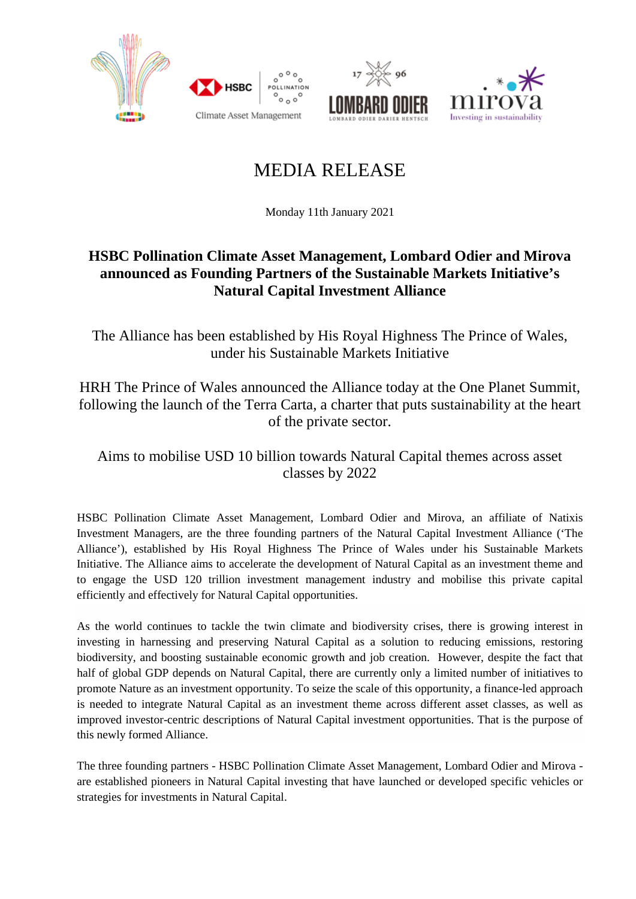# MEDIA RELEASE

Monday 11th January 2021

## HSBC Pollination Climate Asset Management, Lombard Odier and Mirova announced as Founding Partners of the Sustainable Markets Initiative's Natural Capital Investment Alliance

The Alliance has been established by His Royal Highness The Prince of Wales, under his Sustainable Markets Initiative

HRH The Prince of Wales announced the Alliance today at the One Planet Summit, following the launch of the Terra Carta, a charter that puts sustainability at the heart of the private sector.

Aims to mobilise USD 10 billion towards Natural Capital themes across asset classes by 2022

HSBC Pollination Climate Asset Management, Lombard Odier and Mirova, an affiliate of Natixis Investment Managers, are the three founding partners of the Natural Capital Investment Alliance ('The Alliance'), established by His Royal Highness The Prince of Wales under his Sustainable Markets Initiative. The Alliance aims to accelerate the development of Natural Capital as an investment theme and to engage the USD 120 trillion investment management industry and mobilise this private capital efficiently and effectively for Natural Capital opportunities.

As the world continues to tackle the twin climate and biodiversity crises, there is growing interest in investing in harnessing and preserving Natural Capital as a solution to reducing emissions, restoring biodiversity, and boosting sustainable economic growth and job creation. However, despite the fact that half of global GDP depends on Natural Capital, there are currently only a limited number of initiatives to promote Nature as an investment opportunity. To seize the scale of this opportunity, a finance-led approach is needed to integrate Natural Capital as an investment theme across different asset classes, as well as improved investor-centric descriptions of Natural Capital investment opportunities. That is the purpose of this newly formed Alliance.

The three founding partners - HSBC Pollination Climate Asset Management, Lombard Odier and Mirova - are established pioneers in Natural Capital investing that have launched or developed specific vehicles or strategies for investments in Natural Capital.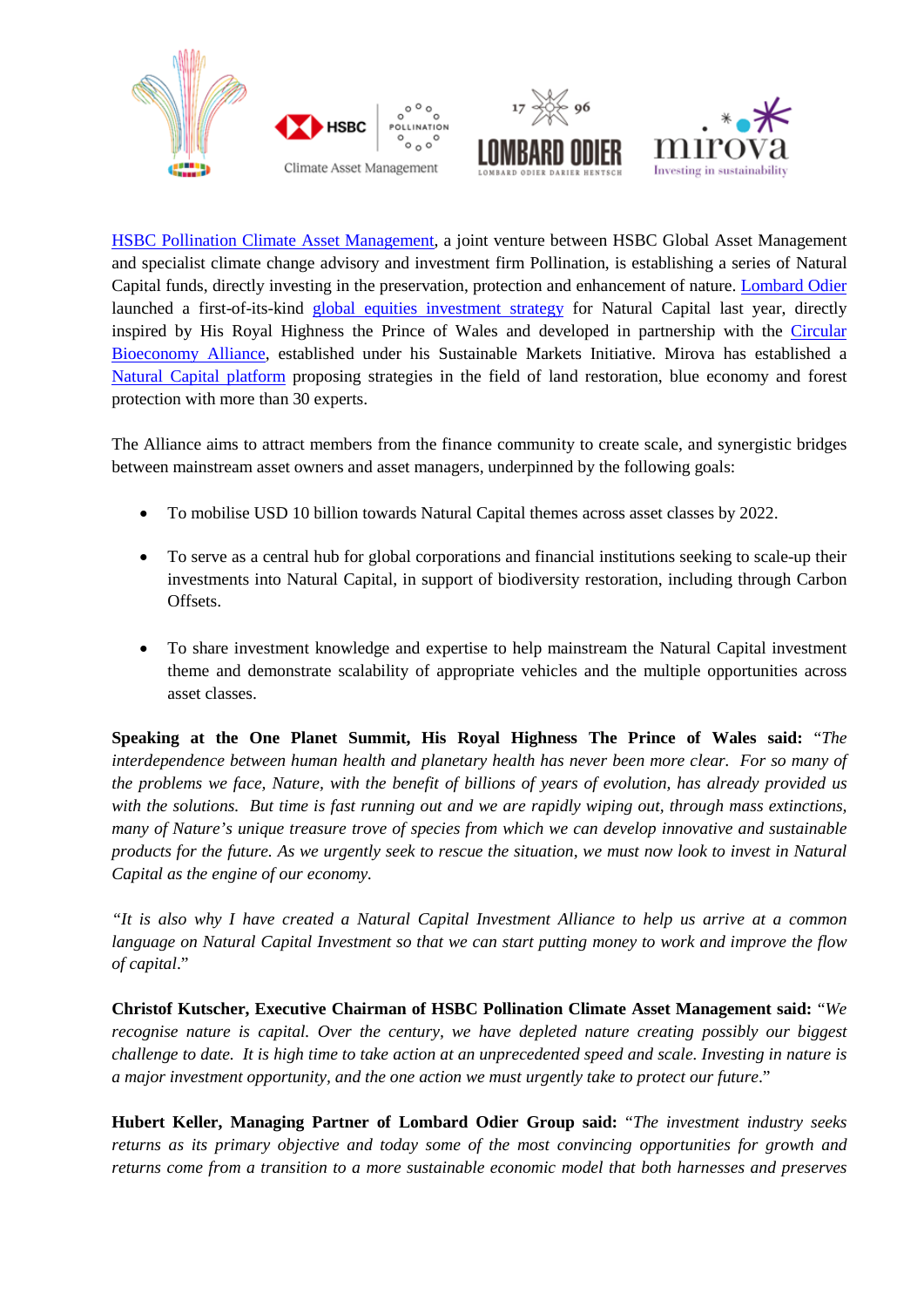HSBC Pollination Climate Asset Management, a joint venture between HSBC Global Asset Management and specialist climate change advisory and investment firm Pollination, is establishing a series of Natural Capital funds, directly investing in the preservation, protection and enhancement of nature. Lombard Odier launched a first-of-its-kind global equities investment strategy for Natural Capital last year, directly inspired by His Royal Highness the Prince of Wales and developed in partnership with the Circular Bioeconomy Alliance, established under his Sustainable Markets Initiative. Mirova has established a Natural Capital platform proposing strategies in the field of land restoration, blue economy and forest protection with more than 30 experts.

The Alliance aims to attract members from the finance community to create scale, and synergistic bridges between mainstream asset owners and asset managers, underpinned by the following goals:

- To mobilise USD 10 billion towards Natural Capital themes across asset classes by 2022.
- To serve as a central hub for global corporations and financial institutions seeking to scale-up their investments into Natural Capital, in support of biodiversity restoration, including through Carbon Offsets.
- To share investment knowledge and expertise to help mainstream the Natural Capital investment theme and demonstrate scalability of appropriate vehicles and the multiple opportunities across asset classes.

**Speaking at the One Planet Summit, His Royal Highness The Prince of Wales said:** "*The interdependence between human health and planetary health has never been more clear. For so many of the problems we face, Nature, with the benefit of billions of years of evolution, has already provided us with the solutions. But time is fast running out and we are rapidly wiping out, through mass extinctions, many of Nature's unique treasure trove of species from which we can develop innovative and sustainable products for the future. As we urgently seek to rescue the situation, we must now look to invest in Natural Capital as the engine of our economy.*

*"It is also why I have created a Natural Capital Investment Alliance to help us arrive at a common language on Natural Capital Investment so that we can start putting money to work and improve the flow of capital.*"

**Christof Kutscher, Executive Chairman of HSBC Pollination Climate Asset Management said:** "*We recognise nature is capital. Over the century, we have depleted nature creating possibly our biggest challenge to date. It is high time to take action at an unprecedented speed and scale. Investing in nature is a major investment opportunity, and the one action we must urgently take to protect our future.*"

**Hubert Keller, Managing Partner of Lombard Odier Group said:** "*The investment industry seeks returns as its primary objective and today some of the most convincing opportunities for growth and returns come from a transition to a more sustainable economic model that both harnesses and preserves*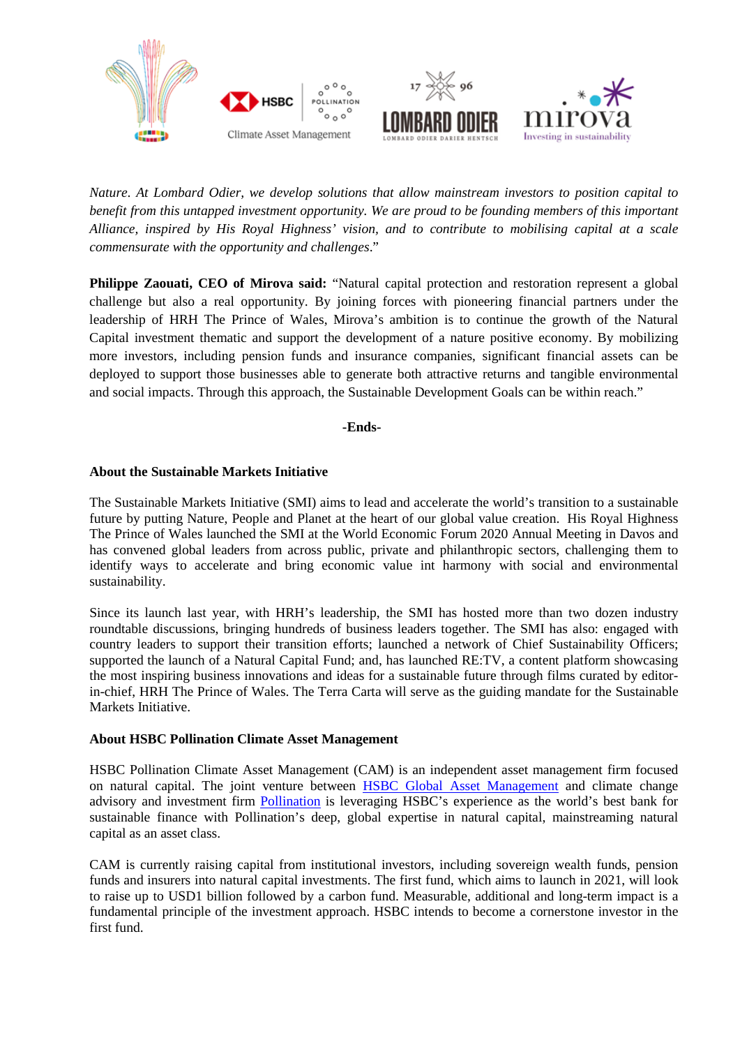*Nature. At Lombard Odier, we develop solutions that allow mainstream investors to position capital to benefit from this untapped investment opportunity. We are proud to be founding members of this important Alliance, inspired by His Royal Highness' vision, and to contribute to mobilising capital at a scale commensurate with the opportunity and challenges*."

**Philippe Zaouati, CEO of Mirova said:** "Natural capital protection and restoration represent a global challenge but also a real opportunity. By joining forces with pioneering financial partners under the leadership of HRH The Prince of Wales, Mirova's ambition is to continue the growth of the Natural Capital investment thematic and support the development of a nature positive economy. By mobilizing more investors, including pension funds and insurance companies, significant financial assets can be deployed to support those businesses able to generate both attractive returns and tangible environmental and social impacts. Through this approach, the Sustainable Development Goals can be within reach."

**-Ends-**

**About the Sustainable Markets Initiative**

The Sustainable Markets Initiative (SMI) aims to lead and accelerate the world's transition to a sustainable future by putting Nature, People and Planet at the heart of our global value creation. His Royal Highness The Prince of Wales launched the SMI at the World Economic Forum 2020 Annual Meeting in Davos and has convened global leaders from across public, private and philanthropic sectors, challenging them to identify ways to accelerate and bring economic value int harmony with social and environmental sustainability.

Since its launch last year, with HRH's leadership, the SMI has hosted more than two dozen industry roundtable discussions, bringing hundreds of business leaders together. The SMI has also: engaged with country leaders to support their transition efforts; launched a network of Chief Sustainability Officers; supported the launch of a Natural Capital Fund; and, has launched RE:TV, a content platform showcasing the most inspiring business innovations and ideas for a sustainable future through films curated by editor-in-chief, HRH The Prince of Wales. The Terra Carta will serve as the guiding mandate for the Sustainable Markets Initiative.

**About HSBC Pollination Climate Asset Management**

HSBC Pollination Climate Asset Management (CAM) is an independent asset management firm focused on natural capital. The joint venture between HSBC Global Asset Management and climate change advisory and investment firm Pollination is leveraging HSBC's experience as the world's best bank for sustainable finance with Pollination's deep, global expertise in natural capital, mainstreaming natural capital as an asset class.

CAM is currently raising capital from institutional investors, including sovereign wealth funds, pension funds and insurers into natural capital investments. The first fund, which aims to launch in 2021, will look to raise up to USD1 billion followed by a carbon fund. Measurable, additional and long-term impact is a fundamental principle of the investment approach. HSBC intends to become a cornerstone investor in the first fund.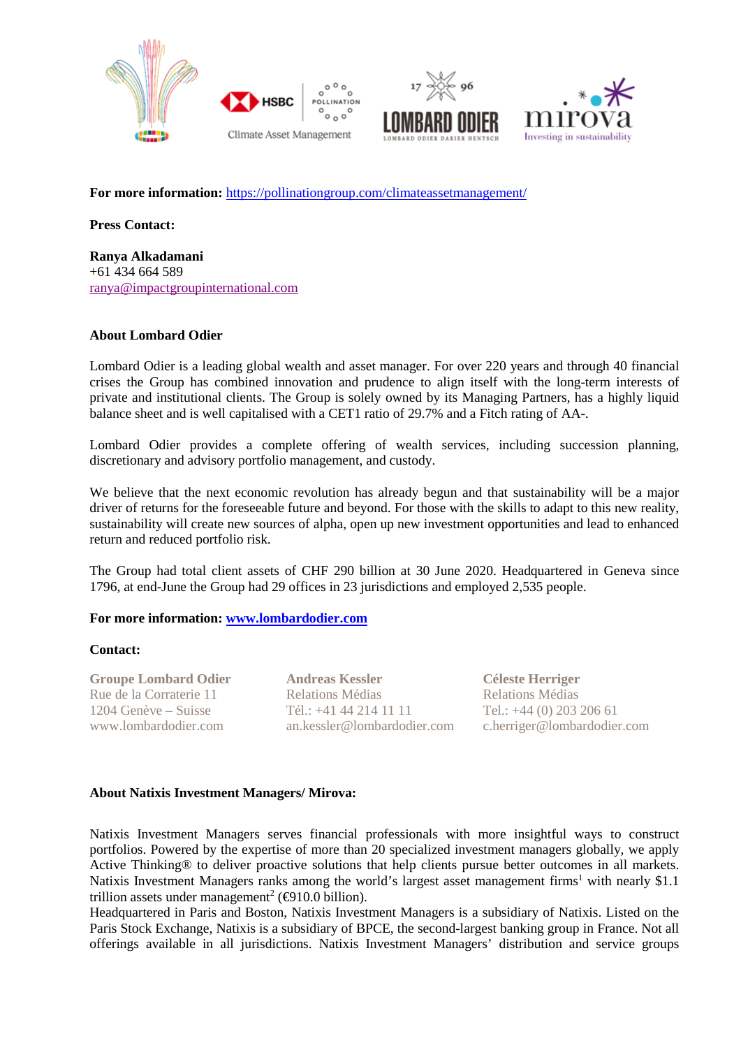**For more information:** https://pollinationgroup.com/climateassetmanagement/

**Press Contact:**

**Ranya Alkadamani**
+61 434 664 589
ranya@impactgroupinternational.com

**About Lombard Odier**

Lombard Odier is a leading global wealth and asset manager. For over 220 years and through 40 financial crises the Group has combined innovation and prudence to align itself with the long-term interests of private and institutional clients. The Group is solely owned by its Managing Partners, has a highly liquid balance sheet and is well capitalised with a CET1 ratio of 29.7% and a Fitch rating of AA-.

Lombard Odier provides a complete offering of wealth services, including succession planning, discretionary and advisory portfolio management, and custody.

We believe that the next economic revolution has already begun and that sustainability will be a major driver of returns for the foreseeable future and beyond. For those with the skills to adapt to this new reality, sustainability will create new sources of alpha, open up new investment opportunities and lead to enhanced return and reduced portfolio risk.

The Group had total client assets of CHF 290 billion at 30 June 2020. Headquartered in Geneva since 1796, at end-June the Group had 29 offices in 23 jurisdictions and employed 2,535 people.

**For more information:** **www.lombardodier.com**

**Contact:**

**Groupe Lombard Odier**
Rue de la Corraterie 11
1204 Genève – Suisse
www.lombardodier.com

**Andreas Kessler**
Relations Médias
Tél.: +41 44 214 11 11
an.kessler@lombardodier.com

**Céleste Herriger**
Relations Médias
Tel.: +44 (0) 203 206 61
c.herriger@lombardodier.com

**About Natixis Investment Managers/ Mirova:**

Natixis Investment Managers serves financial professionals with more insightful ways to construct portfolios. Powered by the expertise of more than 20 specialized investment managers globally, we apply Active Thinking® to deliver proactive solutions that help clients pursue better outcomes in all markets. Natixis Investment Managers ranks among the world's largest asset management firms[1] with nearly $1.1 trillion assets under management[2] (€910.0 billion).
Headquartered in Paris and Boston, Natixis Investment Managers is a subsidiary of Natixis. Listed on the Paris Stock Exchange, Natixis is a subsidiary of BPCE, the second-largest banking group in France. Not all offerings available in all jurisdictions. Natixis Investment Managers' distribution and service groups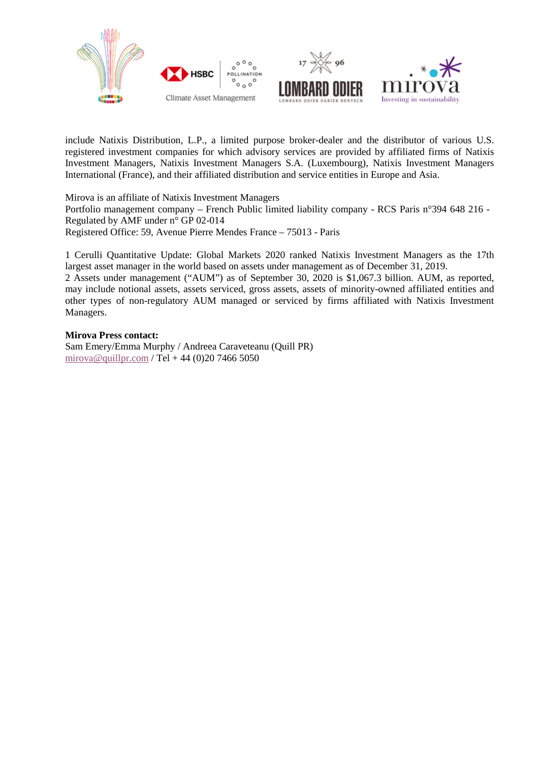include Natixis Distribution, L.P., a limited purpose broker-dealer and the distributor of various U.S. registered investment companies for which advisory services are provided by affiliated firms of Natixis Investment Managers, Natixis Investment Managers S.A. (Luxembourg), Natixis Investment Managers International (France), and their affiliated distribution and service entities in Europe and Asia.

Mirova is an affiliate of Natixis Investment Managers
Portfolio management company – French Public limited liability company - RCS Paris n°394 648 216 - Regulated by AMF under n° GP 02-014
Registered Office: 59, Avenue Pierre Mendes France – 75013 - Paris

1 Cerulli Quantitative Update: Global Markets 2020 ranked Natixis Investment Managers as the 17th largest asset manager in the world based on assets under management as of December 31, 2019.
2 Assets under management ("AUM") as of September 30, 2020 is $1,067.3 billion. AUM, as reported, may include notional assets, assets serviced, gross assets, assets of minority-owned affiliated entities and other types of non-regulatory AUM managed or serviced by firms affiliated with Natixis Investment Managers.

**Mirova Press contact:**
Sam Emery/Emma Murphy / Andreea Caraveteanu (Quill PR)
mirova@quillpr.com / Tel + 44 (0)20 7466 5050